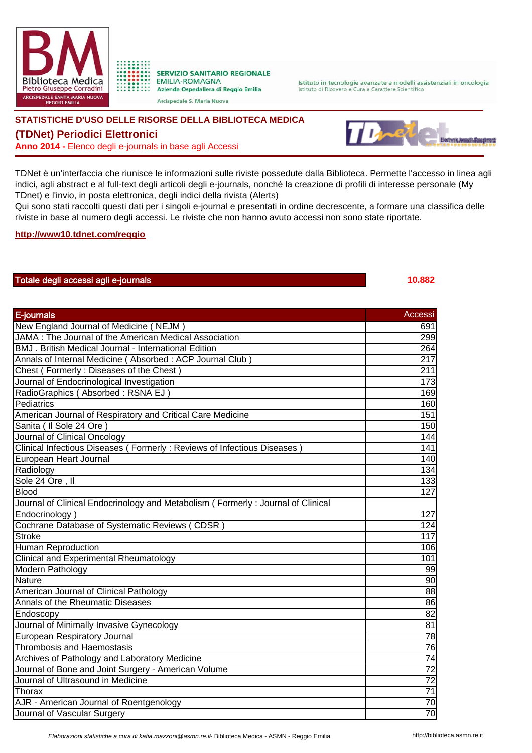Biblioteca Medica Pietro Giuseppe Corradini
ARCISPEDALE SANTA MARIA NUOVA REGGIO EMILIA

SERVIZIO SANITARIO REGIONALE EMILIA-ROMAGNA
Azienda Ospedaliera di Reggio Emilia
Arcispedale S. Maria Nuova

Istituto in tecnologie avanzate e modelli assistenziali in oncologia
Istituto di Ricovero e Cura a Carattere Scientifico

## STATISTICHE D'USO DELLE RISORSE DELLA BIBLIOTECA MEDICA

## (TDNet) Periodici Elettronici

**Anno 2014 -** Elenco degli e-journals in base agli Accessi

TDNet è un'interfaccia che riunisce le informazioni sulle riviste possedute dalla Biblioteca. Permette l'accesso in linea agli indici, agli abstract e al full-text degli articoli degli e-journals, nonché la creazione di profili di interesse personale (My TDnet) e l'invio, in posta elettronica, degli indici della rivista (Alerts)
Qui sono stati raccolti questi dati per i singoli e-journal e presentati in ordine decrescente, a formare una classifica delle riviste in base al numero degli accessi. Le riviste che non hanno avuto accessi non sono state riportate.

**http://www10.tdnet.com/reggio**

| Totale degli accessi agli e-journals | 10.882 |
|---|---|

| E-journals | Accessi |
|---|---|
| New England Journal of Medicine ( NEJM ) | 691 |
| JAMA : The Journal of the American Medical Association | 299 |
| BMJ . British Medical Journal - International Edition | 264 |
| Annals of Internal Medicine ( Absorbed : ACP Journal Club ) | 217 |
| Chest ( Formerly : Diseases of the Chest ) | 211 |
| Journal of Endocrinological Investigation | 173 |
| RadioGraphics ( Absorbed : RSNA EJ ) | 169 |
| Pediatrics | 160 |
| American Journal of Respiratory and Critical Care Medicine | 151 |
| Sanita ( Il Sole 24 Ore ) | 150 |
| Journal of Clinical Oncology | 144 |
| Clinical Infectious Diseases ( Formerly : Reviews of Infectious Diseases ) | 141 |
| European Heart Journal | 140 |
| Radiology | 134 |
| Sole 24 Ore , Il | 133 |
| Blood | 127 |
| Journal of Clinical Endocrinology and Metabolism ( Formerly : Journal of Clinical Endocrinology ) | 127 |
| Cochrane Database of Systematic Reviews ( CDSR ) | 124 |
| Stroke | 117 |
| Human Reproduction | 106 |
| Clinical and Experimental Rheumatology | 101 |
| Modern Pathology | 99 |
| Nature | 90 |
| American Journal of Clinical Pathology | 88 |
| Annals of the Rheumatic Diseases | 86 |
| Endoscopy | 82 |
| Journal of Minimally Invasive Gynecology | 81 |
| European Respiratory Journal | 78 |
| Thrombosis and Haemostasis | 76 |
| Archives of Pathology and Laboratory Medicine | 74 |
| Journal of Bone and Joint Surgery - American Volume | 72 |
| Journal of Ultrasound in Medicine | 72 |
| Thorax | 71 |
| AJR - American Journal of Roentgenology | 70 |
| Journal of Vascular Surgery | 70 |

*Elaborazioni statistiche a cura di katia.mazzoni@asmn.re.it*- Biblioteca Medica - ASMN - Reggio Emilia http://biblioteca.asmn.re.it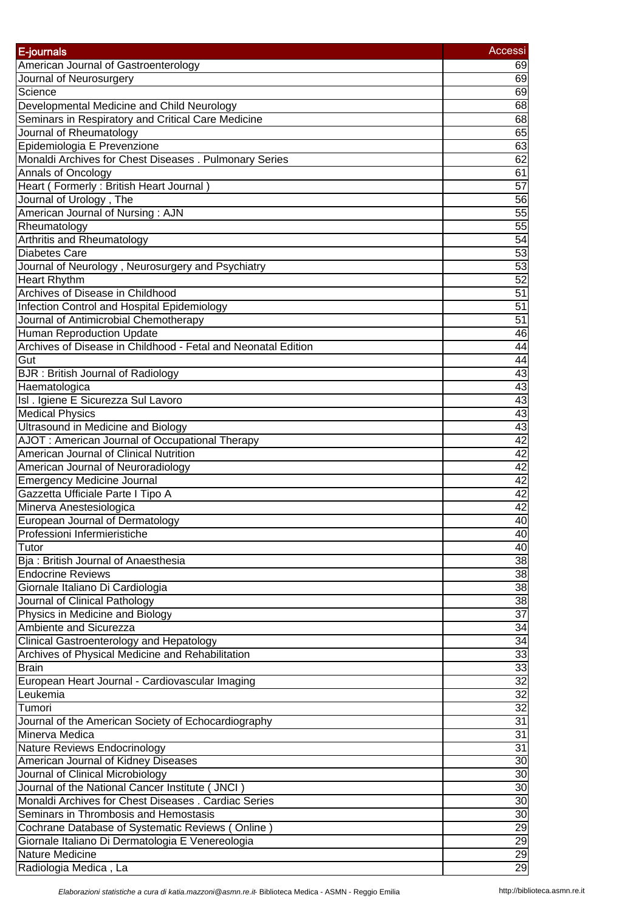| E-journals | Accessi |
|---|---|
| American Journal of Gastroenterology | 69 |
| Journal of Neurosurgery | 69 |
| Science | 69 |
| Developmental Medicine and Child Neurology | 68 |
| Seminars in Respiratory and Critical Care Medicine | 68 |
| Journal of Rheumatology | 65 |
| Epidemiologia E Prevenzione | 63 |
| Monaldi Archives for Chest Diseases . Pulmonary Series | 62 |
| Annals of Oncology | 61 |
| Heart ( Formerly : British Heart Journal ) | 57 |
| Journal of Urology , The | 56 |
| American Journal of Nursing : AJN | 55 |
| Rheumatology | 55 |
| Arthritis and Rheumatology | 54 |
| Diabetes Care | 53 |
| Journal of Neurology , Neurosurgery and Psychiatry | 53 |
| Heart Rhythm | 52 |
| Archives of Disease in Childhood | 51 |
| Infection Control and Hospital Epidemiology | 51 |
| Journal of Antimicrobial Chemotherapy | 51 |
| Human Reproduction Update | 46 |
| Archives of Disease in Childhood - Fetal and Neonatal Edition | 44 |
| Gut | 44 |
| BJR : British Journal of Radiology | 43 |
| Haematologica | 43 |
| Isl . Igiene E Sicurezza Sul Lavoro | 43 |
| Medical Physics | 43 |
| Ultrasound in Medicine and Biology | 43 |
| AJOT : American Journal of Occupational Therapy | 42 |
| American Journal of Clinical Nutrition | 42 |
| American Journal of Neuroradiology | 42 |
| Emergency Medicine Journal | 42 |
| Gazzetta Ufficiale Parte I Tipo A | 42 |
| Minerva Anestesiologica | 42 |
| European Journal of Dermatology | 40 |
| Professioni Infermieristiche | 40 |
| Tutor | 40 |
| Bja : British Journal of Anaesthesia | 38 |
| Endocrine Reviews | 38 |
| Giornale Italiano Di Cardiologia | 38 |
| Journal of Clinical Pathology | 38 |
| Physics in Medicine and Biology | 37 |
| Ambiente and Sicurezza | 34 |
| Clinical Gastroenterology and Hepatology | 34 |
| Archives of Physical Medicine and Rehabilitation | 33 |
| Brain | 33 |
| European Heart Journal - Cardiovascular Imaging | 32 |
| Leukemia | 32 |
| Tumori | 32 |
| Journal of the American Society of Echocardiography | 31 |
| Minerva Medica | 31 |
| Nature Reviews Endocrinology | 31 |
| American Journal of Kidney Diseases | 30 |
| Journal of Clinical Microbiology | 30 |
| Journal of the National Cancer Institute ( JNCI ) | 30 |
| Monaldi Archives for Chest Diseases . Cardiac Series | 30 |
| Seminars in Thrombosis and Hemostasis | 30 |
| Cochrane Database of Systematic Reviews ( Online ) | 29 |
| Giornale Italiano Di Dermatologia E Venereologia | 29 |
| Nature Medicine | 29 |
| Radiologia Medica , La | 29 |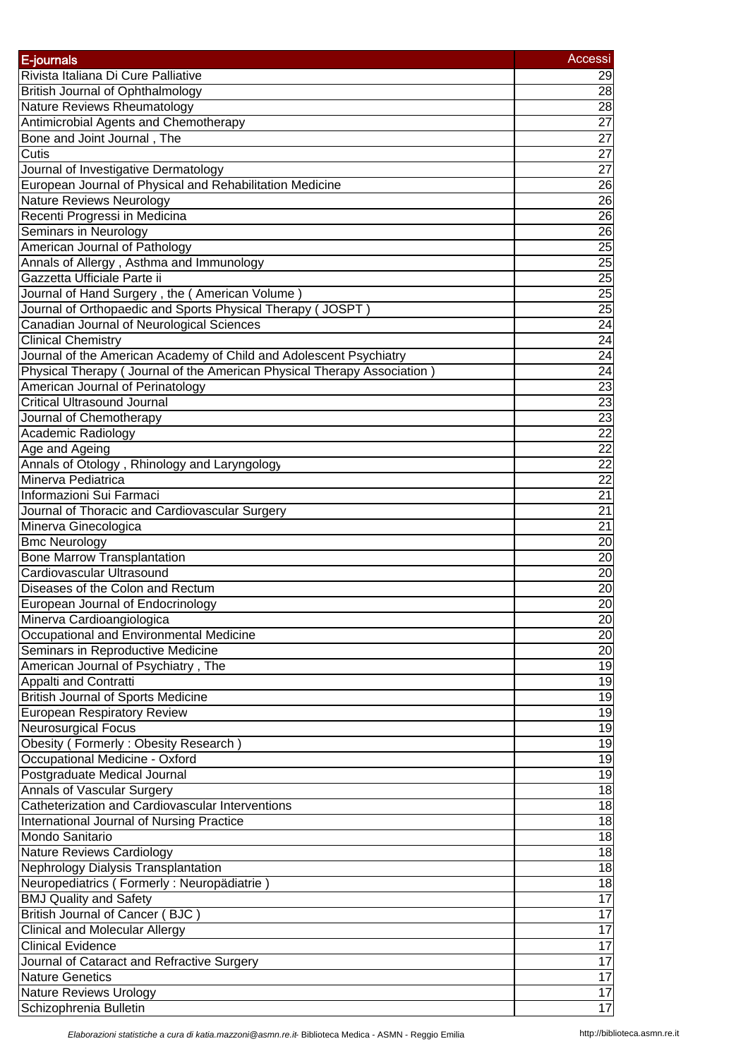| E-journals | Accessi |
|---|---|
| Rivista Italiana Di Cure Palliative | 29 |
| British Journal of Ophthalmology | 28 |
| Nature Reviews Rheumatology | 28 |
| Antimicrobial Agents and Chemotherapy | 27 |
| Bone and Joint Journal , The | 27 |
| Cutis | 27 |
| Journal of Investigative Dermatology | 27 |
| European Journal of Physical and Rehabilitation Medicine | 26 |
| Nature Reviews Neurology | 26 |
| Recenti Progressi in Medicina | 26 |
| Seminars in Neurology | 26 |
| American Journal of Pathology | 25 |
| Annals of Allergy , Asthma and Immunology | 25 |
| Gazzetta Ufficiale Parte ii | 25 |
| Journal of Hand Surgery , the ( American Volume ) | 25 |
| Journal of Orthopaedic and Sports Physical Therapy ( JOSPT ) | 25 |
| Canadian Journal of Neurological Sciences | 24 |
| Clinical Chemistry | 24 |
| Journal of the American Academy of Child and Adolescent Psychiatry | 24 |
| Physical Therapy ( Journal of the American Physical Therapy Association ) | 24 |
| American Journal of Perinatology | 23 |
| Critical Ultrasound Journal | 23 |
| Journal of Chemotherapy | 23 |
| Academic Radiology | 22 |
| Age and Ageing | 22 |
| Annals of Otology , Rhinology and Laryngology | 22 |
| Minerva Pediatrica | 22 |
| Informazioni Sui Farmaci | 21 |
| Journal of Thoracic and Cardiovascular Surgery | 21 |
| Minerva Ginecologica | 21 |
| Bmc Neurology | 20 |
| Bone Marrow Transplantation | 20 |
| Cardiovascular Ultrasound | 20 |
| Diseases of the Colon and Rectum | 20 |
| European Journal of Endocrinology | 20 |
| Minerva Cardioangiologica | 20 |
| Occupational and Environmental Medicine | 20 |
| Seminars in Reproductive Medicine | 20 |
| American Journal of Psychiatry , The | 19 |
| Appalti and Contratti | 19 |
| British Journal of Sports Medicine | 19 |
| European Respiratory Review | 19 |
| Neurosurgical Focus | 19 |
| Obesity ( Formerly : Obesity Research ) | 19 |
| Occupational Medicine - Oxford | 19 |
| Postgraduate Medical Journal | 19 |
| Annals of Vascular Surgery | 18 |
| Catheterization and Cardiovascular Interventions | 18 |
| International Journal of Nursing Practice | 18 |
| Mondo Sanitario | 18 |
| Nature Reviews Cardiology | 18 |
| Nephrology Dialysis Transplantation | 18 |
| Neuropediatrics ( Formerly : Neuropädiatrie ) | 18 |
| BMJ Quality and Safety | 17 |
| British Journal of Cancer ( BJC ) | 17 |
| Clinical and Molecular Allergy | 17 |
| Clinical Evidence | 17 |
| Journal of Cataract and Refractive Surgery | 17 |
| Nature Genetics | 17 |
| Nature Reviews Urology | 17 |
| Schizophrenia Bulletin | 17 |

*Elaborazioni statistiche a cura di katia.mazzoni@asmn.re.it-* Biblioteca Medica - ASMN - Reggio Emilia http://biblioteca.asmn.re.it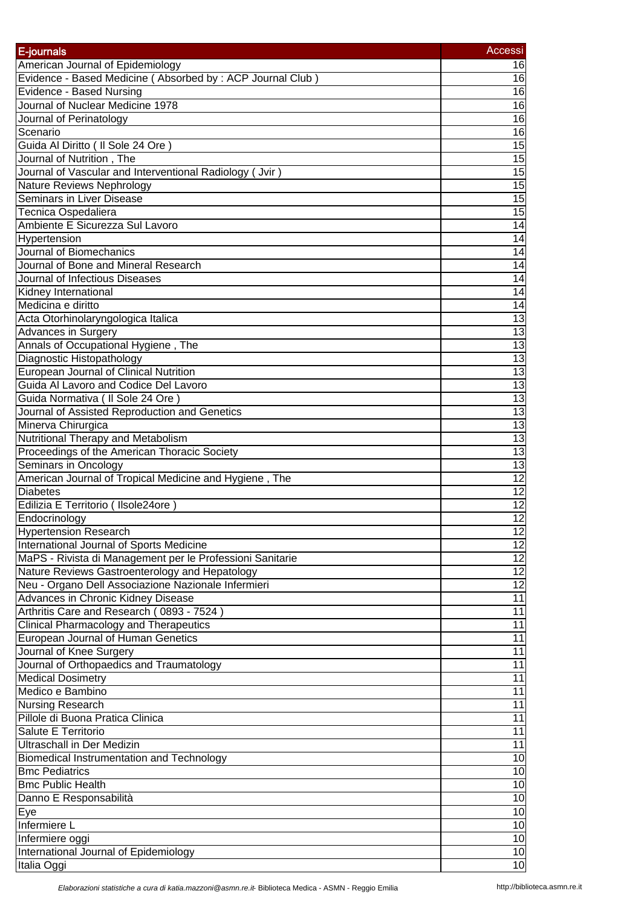| E-journals | Accessi |
|---|---|
| American Journal of Epidemiology | 16 |
| Evidence - Based Medicine ( Absorbed by : ACP Journal Club ) | 16 |
| Evidence - Based Nursing | 16 |
| Journal of Nuclear Medicine 1978 | 16 |
| Journal of Perinatology | 16 |
| Scenario | 16 |
| Guida Al Diritto ( Il Sole 24 Ore ) | 15 |
| Journal of Nutrition , The | 15 |
| Journal of Vascular and Interventional Radiology ( Jvir ) | 15 |
| Nature Reviews Nephrology | 15 |
| Seminars in Liver Disease | 15 |
| Tecnica Ospedaliera | 15 |
| Ambiente E Sicurezza Sul Lavoro | 14 |
| Hypertension | 14 |
| Journal of Biomechanics | 14 |
| Journal of Bone and Mineral Research | 14 |
| Journal of Infectious Diseases | 14 |
| Kidney International | 14 |
| Medicina e diritto | 14 |
| Acta Otorhinolaryngologica Italica | 13 |
| Advances in Surgery | 13 |
| Annals of Occupational Hygiene , The | 13 |
| Diagnostic Histopathology | 13 |
| European Journal of Clinical Nutrition | 13 |
| Guida Al Lavoro and Codice Del Lavoro | 13 |
| Guida Normativa ( Il Sole 24 Ore ) | 13 |
| Journal of Assisted Reproduction and Genetics | 13 |
| Minerva Chirurgica | 13 |
| Nutritional Therapy and Metabolism | 13 |
| Proceedings of the American Thoracic Society | 13 |
| Seminars in Oncology | 13 |
| American Journal of Tropical Medicine and Hygiene , The | 12 |
| Diabetes | 12 |
| Edilizia E Territorio ( Ilsole24ore ) | 12 |
| Endocrinology | 12 |
| Hypertension Research | 12 |
| International Journal of Sports Medicine | 12 |
| MaPS - Rivista di Management per le Professioni Sanitarie | 12 |
| Nature Reviews Gastroenterology and Hepatology | 12 |
| Neu - Organo Dell Associazione Nazionale Infermieri | 12 |
| Advances in Chronic Kidney Disease | 11 |
| Arthritis Care and Research ( 0893 - 7524 ) | 11 |
| Clinical Pharmacology and Therapeutics | 11 |
| European Journal of Human Genetics | 11 |
| Journal of Knee Surgery | 11 |
| Journal of Orthopaedics and Traumatology | 11 |
| Medical Dosimetry | 11 |
| Medico e Bambino | 11 |
| Nursing Research | 11 |
| Pillole di Buona Pratica Clinica | 11 |
| Salute E Territorio | 11 |
| Ultraschall in Der Medizin | 11 |
| Biomedical Instrumentation and Technology | 10 |
| Bmc Pediatrics | 10 |
| Bmc Public Health | 10 |
| Danno E Responsabilità | 10 |
| Eye | 10 |
| Infermiere L | 10 |
| Infermiere oggi | 10 |
| International Journal of Epidemiology | 10 |
| Italia Oggi | 10 |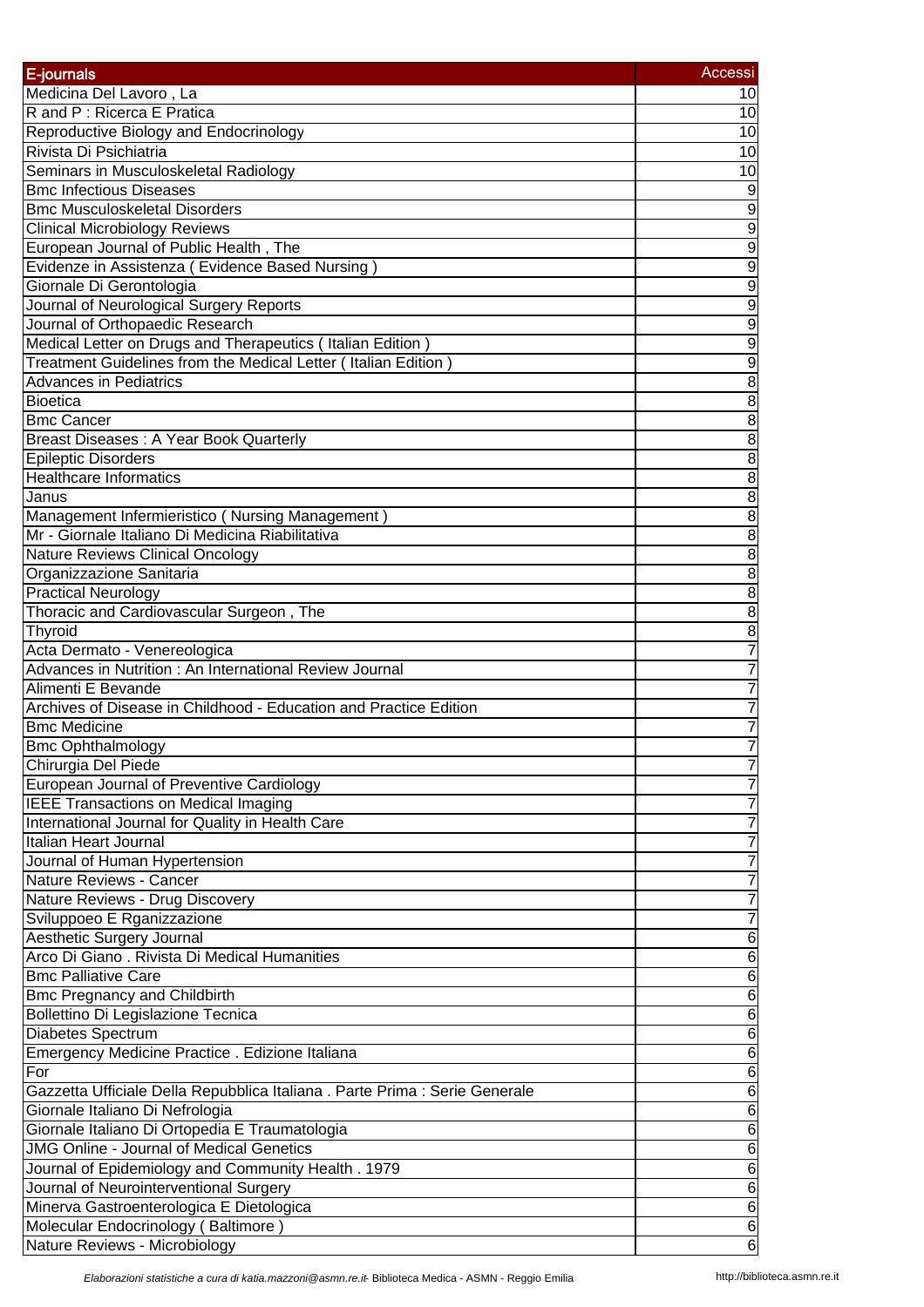| E-journals | Accessi |
|---|---|
| Medicina Del Lavoro , La | 10 |
| R and P : Ricerca E Pratica | 10 |
| Reproductive Biology and Endocrinology | 10 |
| Rivista Di Psichiatria | 10 |
| Seminars in Musculoskeletal Radiology | 10 |
| Bmc Infectious Diseases | 9 |
| Bmc Musculoskeletal Disorders | 9 |
| Clinical Microbiology Reviews | 9 |
| European Journal of Public Health , The | 9 |
| Evidenze in Assistenza ( Evidence Based Nursing ) | 9 |
| Giornale Di Gerontologia | 9 |
| Journal of Neurological Surgery Reports | 9 |
| Journal of Orthopaedic Research | 9 |
| Medical Letter on Drugs and Therapeutics ( Italian Edition ) | 9 |
| Treatment Guidelines from the Medical Letter ( Italian Edition ) | 9 |
| Advances in Pediatrics | 8 |
| Bioetica | 8 |
| Bmc Cancer | 8 |
| Breast Diseases : A Year Book Quarterly | 8 |
| Epileptic Disorders | 8 |
| Healthcare Informatics | 8 |
| Janus | 8 |
| Management Infermieristico ( Nursing Management ) | 8 |
| Mr - Giornale Italiano Di Medicina Riabilitativa | 8 |
| Nature Reviews Clinical Oncology | 8 |
| Organizzazione Sanitaria | 8 |
| Practical Neurology | 8 |
| Thoracic and Cardiovascular Surgeon , The | 8 |
| Thyroid | 8 |
| Acta Dermato - Venereologica | 7 |
| Advances in Nutrition : An International Review Journal | 7 |
| Alimenti E Bevande | 7 |
| Archives of Disease in Childhood - Education and Practice Edition | 7 |
| Bmc Medicine | 7 |
| Bmc Ophthalmology | 7 |
| Chirurgia Del Piede | 7 |
| European Journal of Preventive Cardiology | 7 |
| IEEE Transactions on Medical Imaging | 7 |
| International Journal for Quality in Health Care | 7 |
| Italian Heart Journal | 7 |
| Journal of Human Hypertension | 7 |
| Nature Reviews - Cancer | 7 |
| Nature Reviews - Drug Discovery | 7 |
| Sviluppoeo E Rganizzazione | 7 |
| Aesthetic Surgery Journal | 6 |
| Arco Di Giano . Rivista Di Medical Humanities | 6 |
| Bmc Palliative Care | 6 |
| Bmc Pregnancy and Childbirth | 6 |
| Bollettino Di Legislazione Tecnica | 6 |
| Diabetes Spectrum | 6 |
| Emergency Medicine Practice . Edizione Italiana | 6 |
| For | 6 |
| Gazzetta Ufficiale Della Repubblica Italiana . Parte Prima : Serie Generale | 6 |
| Giornale Italiano Di Nefrologia | 6 |
| Giornale Italiano Di Ortopedia E Traumatologia | 6 |
| JMG Online - Journal of Medical Genetics | 6 |
| Journal of Epidemiology and Community Health . 1979 | 6 |
| Journal of Neurointerventional Surgery | 6 |
| Minerva Gastroenterologica E Dietologica | 6 |
| Molecular Endocrinology ( Baltimore ) | 6 |
| Nature Reviews - Microbiology | 6 |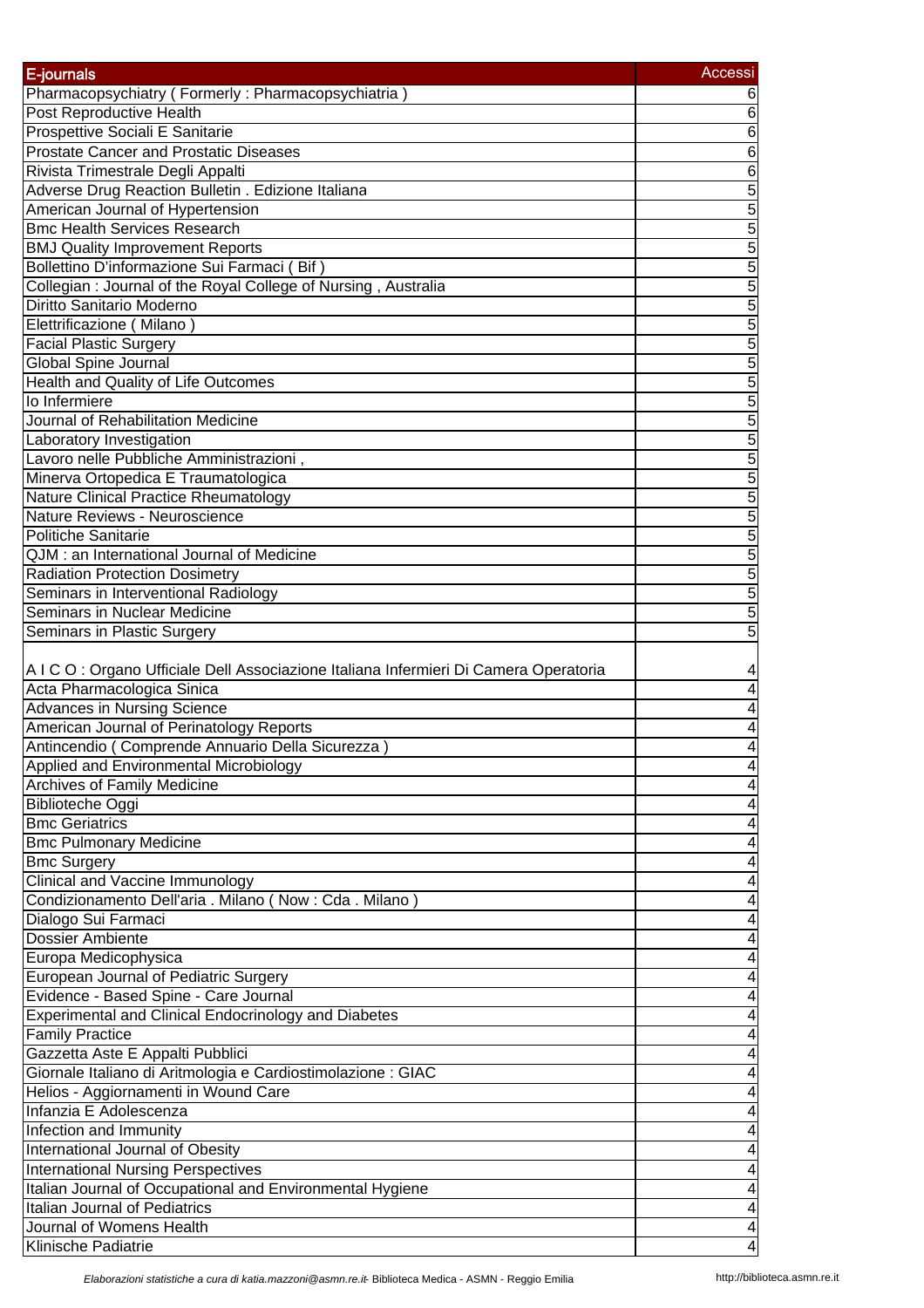| E-journals | Accessi |
| --- | --- |
| Pharmacopsychiatry ( Formerly : Pharmacopsychiatria ) | 6 |
| Post Reproductive Health | 6 |
| Prospettive Sociali E Sanitarie | 6 |
| Prostate Cancer and Prostatic Diseases | 6 |
| Rivista Trimestrale Degli Appalti | 6 |
| Adverse Drug Reaction Bulletin . Edizione Italiana | 5 |
| American Journal of Hypertension | 5 |
| Bmc Health Services Research | 5 |
| BMJ Quality Improvement Reports | 5 |
| Bollettino D'informazione Sui Farmaci ( Bif ) | 5 |
| Collegian : Journal of the Royal College of Nursing , Australia | 5 |
| Diritto Sanitario Moderno | 5 |
| Elettrificazione ( Milano ) | 5 |
| Facial Plastic Surgery | 5 |
| Global Spine Journal | 5 |
| Health and Quality of Life Outcomes | 5 |
| Io Infermiere | 5 |
| Journal of Rehabilitation Medicine | 5 |
| Laboratory Investigation | 5 |
| Lavoro nelle Pubbliche Amministrazioni , | 5 |
| Minerva Ortopedica E Traumatologica | 5 |
| Nature Clinical Practice Rheumatology | 5 |
| Nature Reviews - Neuroscience | 5 |
| Politiche Sanitarie | 5 |
| QJM : an International Journal of Medicine | 5 |
| Radiation Protection Dosimetry | 5 |
| Seminars in Interventional Radiology | 5 |
| Seminars in Nuclear Medicine | 5 |
| Seminars in Plastic Surgery | 5 |
| A I C O : Organo Ufficiale Dell Associazione Italiana Infermieri Di Camera Operatoria | 4 |
| Acta Pharmacologica Sinica | 4 |
| Advances in Nursing Science | 4 |
| American Journal of Perinatology Reports | 4 |
| Antincendio ( Comprende Annuario Della Sicurezza ) | 4 |
| Applied and Environmental Microbiology | 4 |
| Archives of Family Medicine | 4 |
| Biblioteche Oggi | 4 |
| Bmc Geriatrics | 4 |
| Bmc Pulmonary Medicine | 4 |
| Bmc Surgery | 4 |
| Clinical and Vaccine Immunology | 4 |
| Condizionamento Dell'aria . Milano ( Now : Cda . Milano ) | 4 |
| Dialogo Sui Farmaci | 4 |
| Dossier Ambiente | 4 |
| Europa Medicophysica | 4 |
| European Journal of Pediatric Surgery | 4 |
| Evidence - Based Spine - Care Journal | 4 |
| Experimental and Clinical Endocrinology and Diabetes | 4 |
| Family Practice | 4 |
| Gazzetta Aste E Appalti Pubblici | 4 |
| Giornale Italiano di Aritmologia e Cardiostimolazione : GIAC | 4 |
| Helios - Aggiornamenti in Wound Care | 4 |
| Infanzia E Adolescenza | 4 |
| Infection and Immunity | 4 |
| International Journal of Obesity | 4 |
| International Nursing Perspectives | 4 |
| Italian Journal of Occupational and Environmental Hygiene | 4 |
| Italian Journal of Pediatrics | 4 |
| Journal of Womens Health | 4 |
| Klinische Padiatrie | 4 |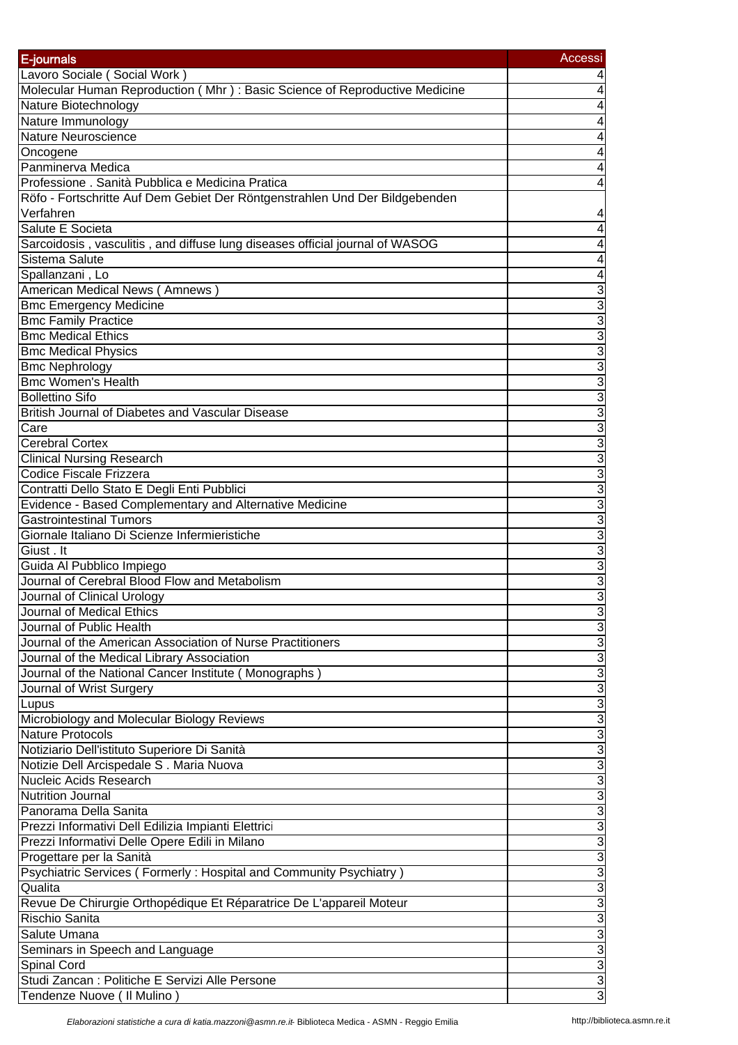| E-journals | Accessi |
|---|---|
| Lavoro Sociale ( Social Work ) | 4 |
| Molecular Human Reproduction ( Mhr ) : Basic Science of Reproductive Medicine | 4 |
| Nature Biotechnology | 4 |
| Nature Immunology | 4 |
| Nature Neuroscience | 4 |
| Oncogene | 4 |
| Panminerva Medica | 4 |
| Professione . Sanità Pubblica e Medicina Pratica | 4 |
| Röfo - Fortschritte Auf Dem Gebiet Der Röntgenstrahlen Und Der Bildgebenden Verfahren | 4 |
| Salute E Societa | 4 |
| Sarcoidosis , vasculitis , and diffuse lung diseases official journal of WASOG | 4 |
| Sistema Salute | 4 |
| Spallanzani , Lo | 4 |
| American Medical News ( Amnews ) | 3 |
| Bmc Emergency Medicine | 3 |
| Bmc Family Practice | 3 |
| Bmc Medical Ethics | 3 |
| Bmc Medical Physics | 3 |
| Bmc Nephrology | 3 |
| Bmc Women's Health | 3 |
| Bollettino Sifo | 3 |
| British Journal of Diabetes and Vascular Disease | 3 |
| Care | 3 |
| Cerebral Cortex | 3 |
| Clinical Nursing Research | 3 |
| Codice Fiscale Frizzera | 3 |
| Contratti Dello Stato E Degli Enti Pubblici | 3 |
| Evidence - Based Complementary and Alternative Medicine | 3 |
| Gastrointestinal Tumors | 3 |
| Giornale Italiano Di Scienze Infermieristiche | 3 |
| Giust . It | 3 |
| Guida Al Pubblico Impiego | 3 |
| Journal of Cerebral Blood Flow and Metabolism | 3 |
| Journal of Clinical Urology | 3 |
| Journal of Medical Ethics | 3 |
| Journal of Public Health | 3 |
| Journal of the American Association of Nurse Practitioners | 3 |
| Journal of the Medical Library Association | 3 |
| Journal of the National Cancer Institute ( Monographs ) | 3 |
| Journal of Wrist Surgery | 3 |
| Lupus | 3 |
| Microbiology and Molecular Biology Reviews | 3 |
| Nature Protocols | 3 |
| Notiziario Dell'istituto Superiore Di Sanità | 3 |
| Notizie Dell Arcispedale S . Maria Nuova | 3 |
| Nucleic Acids Research | 3 |
| Nutrition Journal | 3 |
| Panorama Della Sanita | 3 |
| Prezzi Informativi Dell Edilizia Impianti Elettrici | 3 |
| Prezzi Informativi Delle Opere Edili in Milano | 3 |
| Progettare per la Sanità | 3 |
| Psychiatric Services ( Formerly : Hospital and Community Psychiatry ) | 3 |
| Qualita | 3 |
| Revue De Chirurgie Orthopédique Et Réparatrice De L'appareil Moteur | 3 |
| Rischio Sanita | 3 |
| Salute Umana | 3 |
| Seminars in Speech and Language | 3 |
| Spinal Cord | 3 |
| Studi Zancan : Politiche E Servizi Alle Persone | 3 |
| Tendenze Nuove ( Il Mulino ) | 3 |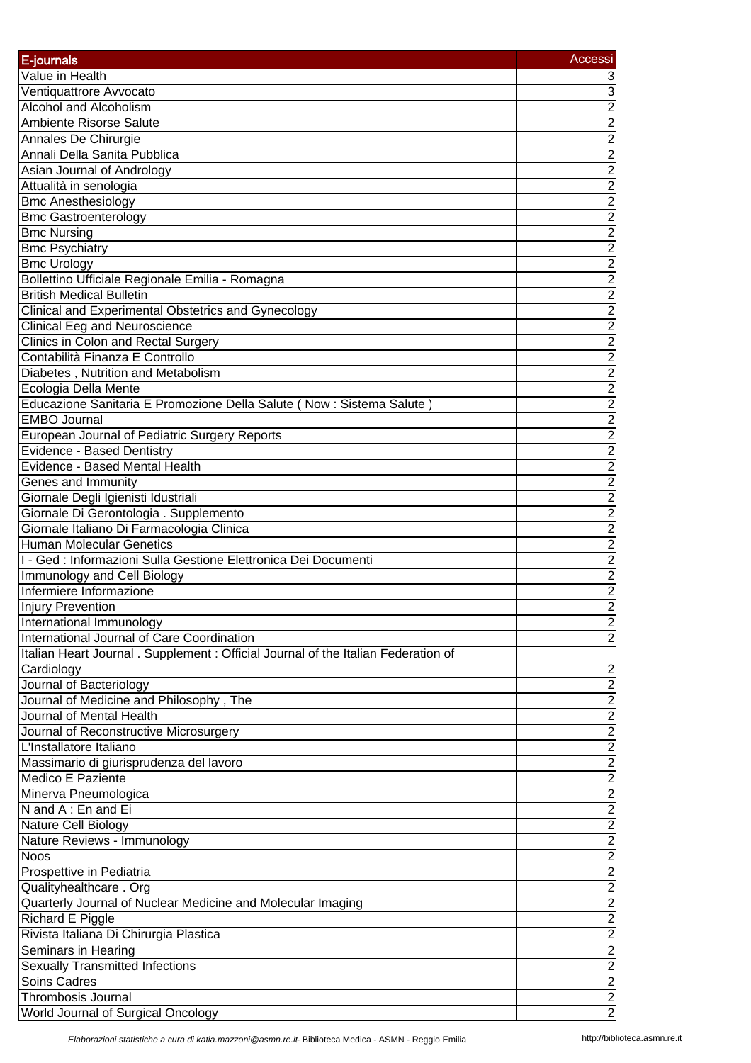| E-journals | Accessi |
|---|---|
| Value in Health | 3 |
| Ventiquattrore Avvocato | 3 |
| Alcohol and Alcoholism | 2 |
| Ambiente Risorse Salute | 2 |
| Annales De Chirurgie | 2 |
| Annali Della Sanita Pubblica | 2 |
| Asian Journal of Andrology | 2 |
| Attualità in senologia | 2 |
| Bmc Anesthesiology | 2 |
| Bmc Gastroenterology | 2 |
| Bmc Nursing | 2 |
| Bmc Psychiatry | 2 |
| Bmc Urology | 2 |
| Bollettino Ufficiale Regionale Emilia - Romagna | 2 |
| British Medical Bulletin | 2 |
| Clinical and Experimental Obstetrics and Gynecology | 2 |
| Clinical Eeg and Neuroscience | 2 |
| Clinics in Colon and Rectal Surgery | 2 |
| Contabilità Finanza E Controllo | 2 |
| Diabetes , Nutrition and Metabolism | 2 |
| Ecologia Della Mente | 2 |
| Educazione Sanitaria E Promozione Della Salute ( Now : Sistema Salute ) | 2 |
| EMBO Journal | 2 |
| European Journal of Pediatric Surgery Reports | 2 |
| Evidence - Based Dentistry | 2 |
| Evidence - Based Mental Health | 2 |
| Genes and Immunity | 2 |
| Giornale Degli Igienisti Idustriali | 2 |
| Giornale Di Gerontologia . Supplemento | 2 |
| Giornale Italiano Di Farmacologia Clinica | 2 |
| Human Molecular Genetics | 2 |
| I - Ged : Informazioni Sulla Gestione Elettronica Dei Documenti | 2 |
| Immunology and Cell Biology | 2 |
| Infermiere Informazione | 2 |
| Injury Prevention | 2 |
| International Immunology | 2 |
| International Journal of Care Coordination | 2 |
| Italian Heart Journal . Supplement : Official Journal of the Italian Federation of Cardiology | 2 |
| Journal of Bacteriology | 2 |
| Journal of Medicine and Philosophy , The | 2 |
| Journal of Mental Health | 2 |
| Journal of Reconstructive Microsurgery | 2 |
| L'Installatore Italiano | 2 |
| Massimario di giurisprudenza del lavoro | 2 |
| Medico E Paziente | 2 |
| Minerva Pneumologica | 2 |
| N and A : En and Ei | 2 |
| Nature Cell Biology | 2 |
| Nature Reviews - Immunology | 2 |
| Noos | 2 |
| Prospettive in Pediatria | 2 |
| Qualityhealthcare . Org | 2 |
| Quarterly Journal of Nuclear Medicine and Molecular Imaging | 2 |
| Richard E Piggle | 2 |
| Rivista Italiana Di Chirurgia Plastica | 2 |
| Seminars in Hearing | 2 |
| Sexually Transmitted Infections | 2 |
| Soins Cadres | 2 |
| Thrombosis Journal | 2 |
| World Journal of Surgical Oncology | 2 |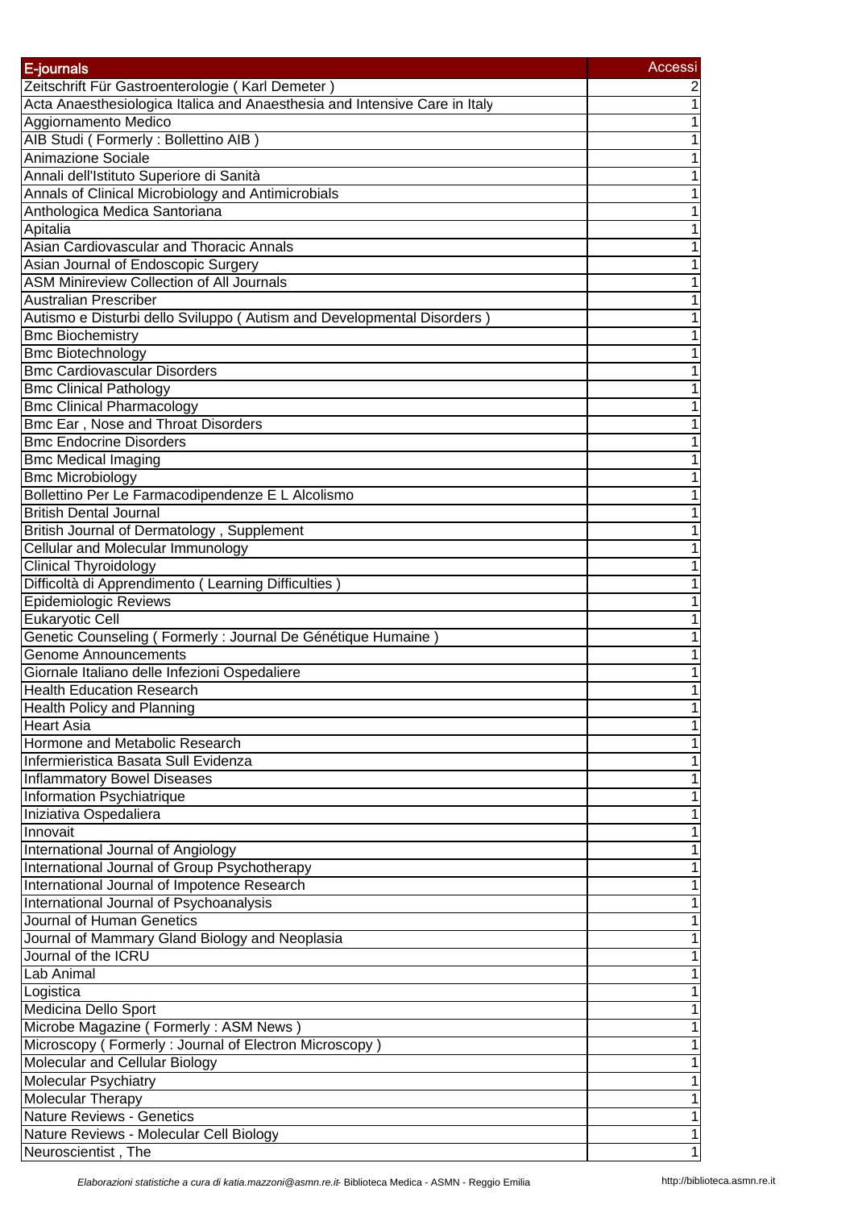| E-journals | Accessi |
|---|---|
| Zeitschrift Für Gastroenterologie ( Karl Demeter ) | 2 |
| Acta Anaesthesiologica Italica and Anaesthesia and Intensive Care in Italy | 1 |
| Aggiornamento Medico | 1 |
| AIB Studi ( Formerly : Bollettino AIB ) | 1 |
| Animazione Sociale | 1 |
| Annali dell'Istituto Superiore di Sanità | 1 |
| Annals of Clinical Microbiology and Antimicrobials | 1 |
| Anthologica Medica Santoriana | 1 |
| Apitalia | 1 |
| Asian Cardiovascular and Thoracic Annals | 1 |
| Asian Journal of Endoscopic Surgery | 1 |
| ASM Minireview Collection of All Journals | 1 |
| Australian Prescriber | 1 |
| Autismo e Disturbi dello Sviluppo ( Autism and Developmental Disorders ) | 1 |
| Bmc Biochemistry | 1 |
| Bmc Biotechnology | 1 |
| Bmc Cardiovascular Disorders | 1 |
| Bmc Clinical Pathology | 1 |
| Bmc Clinical Pharmacology | 1 |
| Bmc Ear , Nose and Throat Disorders | 1 |
| Bmc Endocrine Disorders | 1 |
| Bmc Medical Imaging | 1 |
| Bmc Microbiology | 1 |
| Bollettino Per Le Farmacodipendenze E L Alcolismo | 1 |
| British Dental Journal | 1 |
| British Journal of Dermatology , Supplement | 1 |
| Cellular and Molecular Immunology | 1 |
| Clinical Thyroidology | 1 |
| Difficoltà di Apprendimento ( Learning Difficulties ) | 1 |
| Epidemiologic Reviews | 1 |
| Eukaryotic Cell | 1 |
| Genetic Counseling ( Formerly : Journal De Génétique Humaine ) | 1 |
| Genome Announcements | 1 |
| Giornale Italiano delle Infezioni Ospedaliere | 1 |
| Health Education Research | 1 |
| Health Policy and Planning | 1 |
| Heart Asia | 1 |
| Hormone and Metabolic Research | 1 |
| Infermieristica Basata Sull Evidenza | 1 |
| Inflammatory Bowel Diseases | 1 |
| Information Psychiatrique | 1 |
| Iniziativa Ospedaliera | 1 |
| Innovait | 1 |
| International Journal of Angiology | 1 |
| International Journal of Group Psychotherapy | 1 |
| International Journal of Impotence Research | 1 |
| International Journal of Psychoanalysis | 1 |
| Journal of Human Genetics | 1 |
| Journal of Mammary Gland Biology and Neoplasia | 1 |
| Journal of the ICRU | 1 |
| Lab Animal | 1 |
| Logistica | 1 |
| Medicina Dello Sport | 1 |
| Microbe Magazine ( Formerly : ASM News ) | 1 |
| Microscopy ( Formerly : Journal of Electron Microscopy ) | 1 |
| Molecular and Cellular Biology | 1 |
| Molecular Psychiatry | 1 |
| Molecular Therapy | 1 |
| Nature Reviews - Genetics | 1 |
| Nature Reviews - Molecular Cell Biology | 1 |
| Neuroscientist , The | 1 |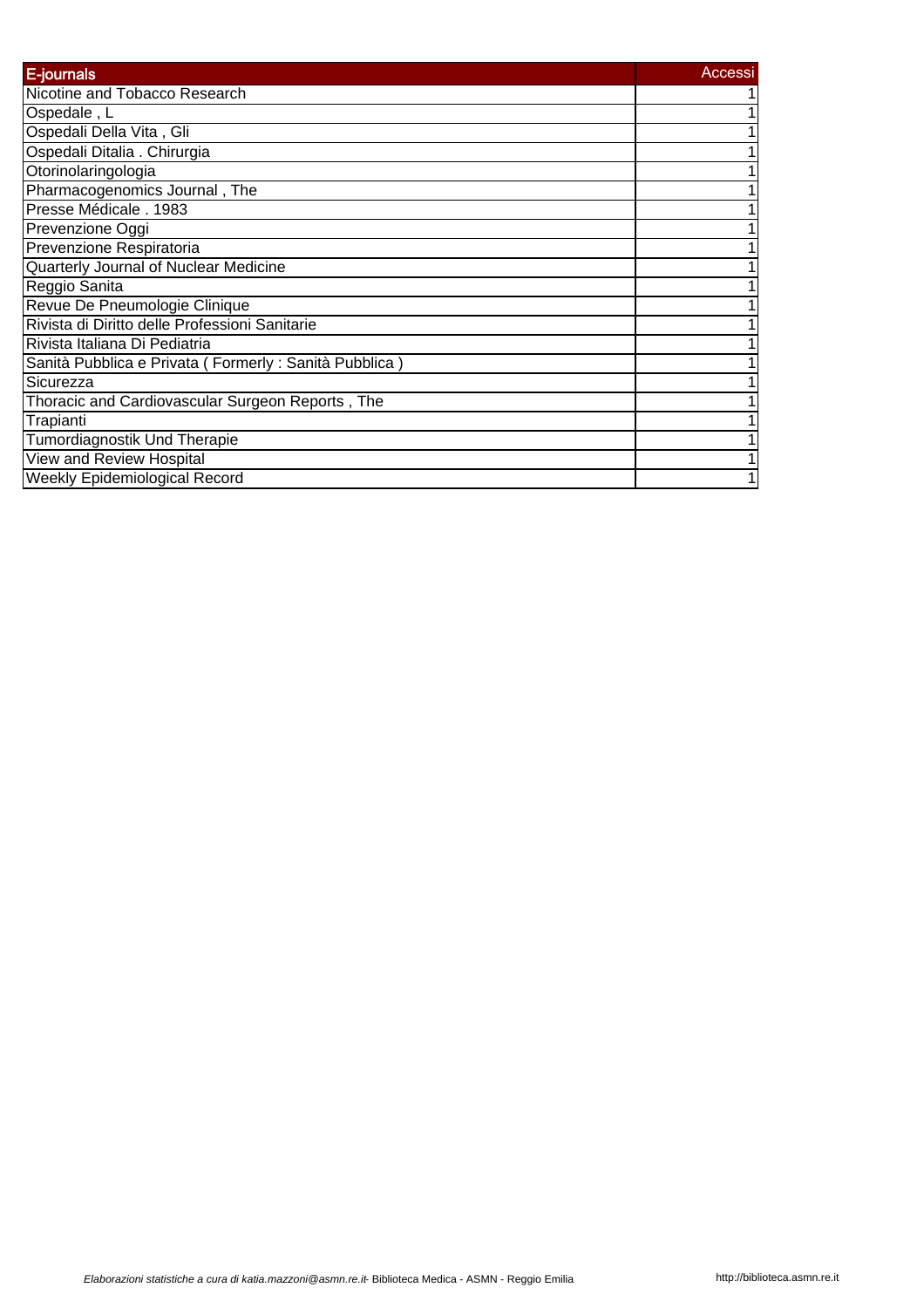| E-journals | Accessi |
|---|---|
| Nicotine and Tobacco Research | 1 |
| Ospedale , L | 1 |
| Ospedali Della Vita , Gli | 1 |
| Ospedali Ditalia . Chirurgia | 1 |
| Otorinolaringologia | 1 |
| Pharmacogenomics Journal , The | 1 |
| Presse Médicale . 1983 | 1 |
| Prevenzione Oggi | 1 |
| Prevenzione Respiratoria | 1 |
| Quarterly Journal of Nuclear Medicine | 1 |
| Reggio Sanita | 1 |
| Revue De Pneumologie Clinique | 1 |
| Rivista di Diritto delle Professioni Sanitarie | 1 |
| Rivista Italiana Di Pediatria | 1 |
| Sanità Pubblica e Privata ( Formerly : Sanità Pubblica ) | 1 |
| Sicurezza | 1 |
| Thoracic and Cardiovascular Surgeon Reports , The | 1 |
| Trapianti | 1 |
| Tumordiagnostik Und Therapie | 1 |
| View and Review Hospital | 1 |
| Weekly Epidemiological Record | 1 |